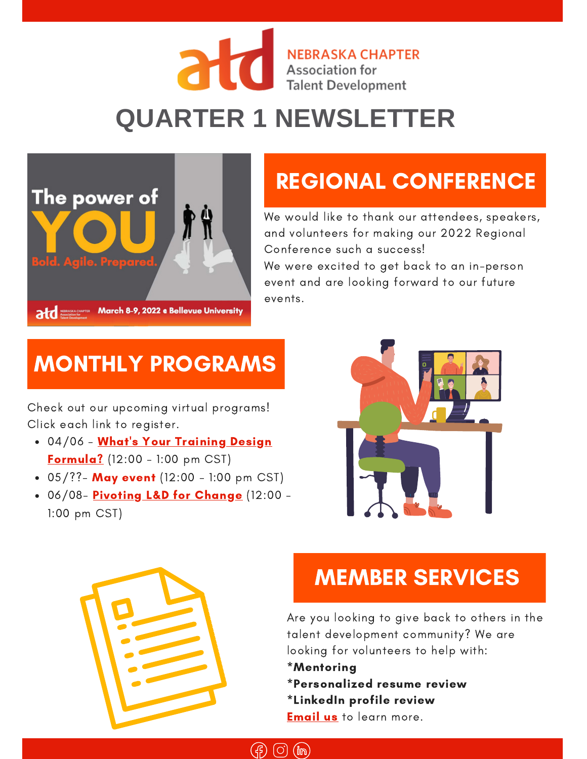NEBRASKA CHAPTER
Association for
Talent Development

# QUARTER 1 NEWSLETTER

## REGIONAL CONFERENCE

We would like to thank our attendees, speakers, and volunteers for making our 2022 Regional Conference such a success!
We were excited to get back to an in-person event and are looking forward to our future events.

## MONTHLY PROGRAMS

Check out our upcoming virtual programs!
Click each link to register.

- 04/06 - **What's Your Training Design Formula?** (12:00 - 1:00 pm CST)
- 05/??- **May event** (12:00 - 1:00 pm CST)
- 06/08- **Pivoting L&D for Change** (12:00 - 1:00 pm CST)

## MEMBER SERVICES

Are you looking to give back to others in the talent development community? We are looking for volunteers to help with:
***Mentoring**
***Personalized resume review**
***LinkedIn profile review**
**Email us** to learn more.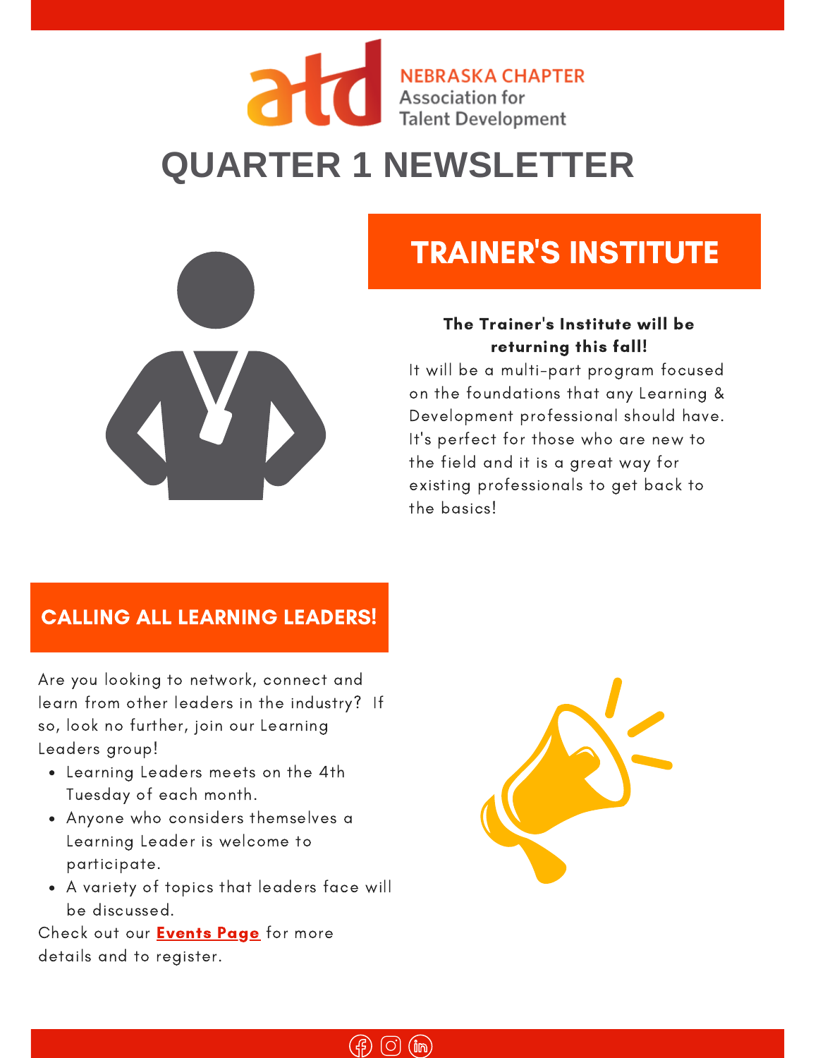NEBRASKA CHAPTER
Association for
Talent Development

# QUARTER 1 NEWSLETTER

## TRAINER'S INSTITUTE

**The Trainer's Institute will be returning this fall!**

It will be a multi-part program focused on the foundations that any Learning & Development professional should have. It's perfect for those who are new to the field and it is a great way for existing professionals to get back to the basics!

## CALLING ALL LEARNING LEADERS!

Are you looking to network, connect and learn from other leaders in the industry? If so, look no further, join our Learning Leaders group!

- Learning Leaders meets on the 4th Tuesday of each month.
- Anyone who considers themselves a Learning Leader is welcome to participate.
- A variety of topics that leaders face will be discussed.

Check out our **Events Page** for more details and to register.